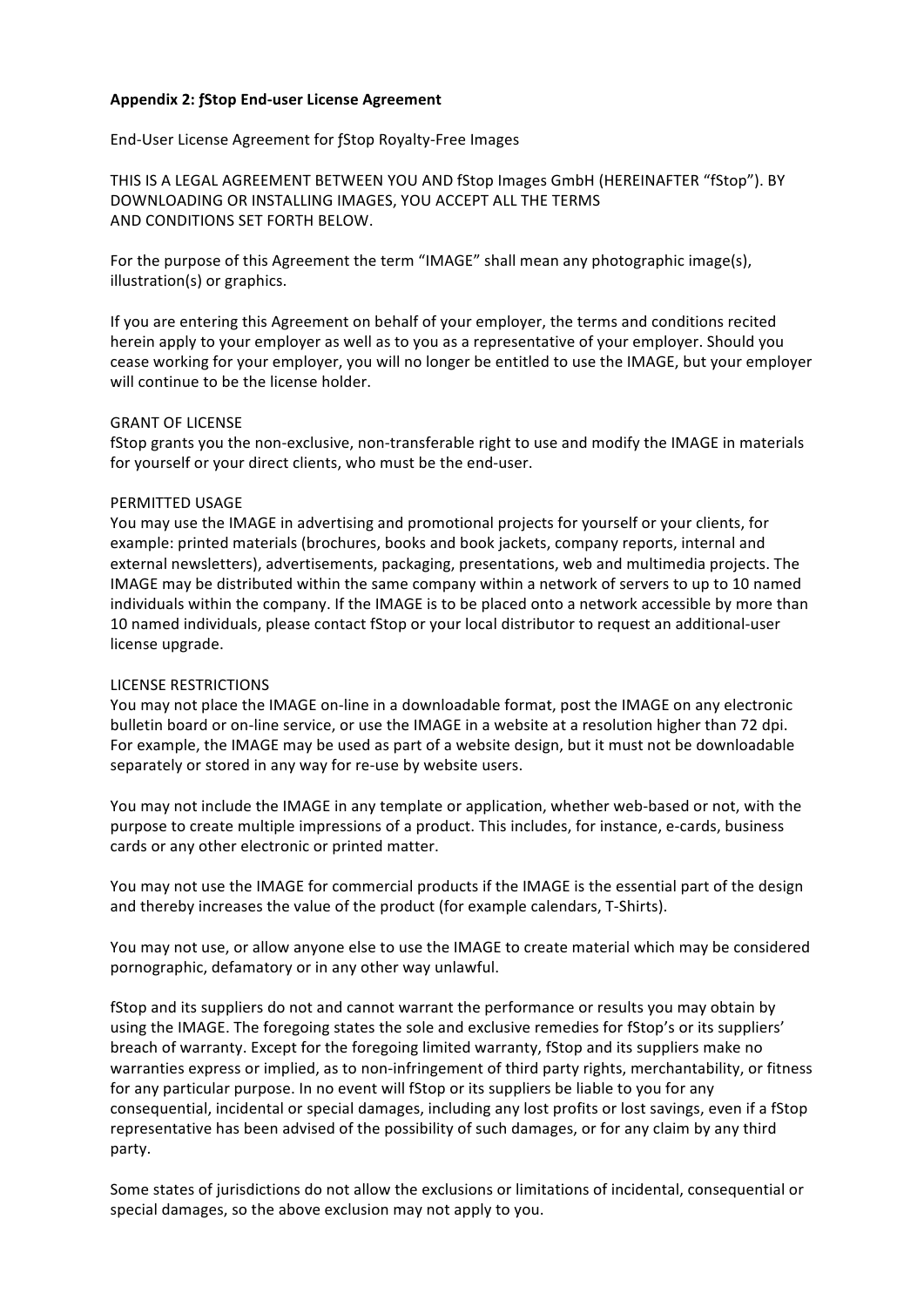**Appendix 2: ƒStop End-user License Agreement**

End-User License Agreement for ƒStop Royalty-Free Images

THIS IS A LEGAL AGREEMENT BETWEEN YOU AND fStop Images GmbH (HEREINAFTER "fStop"). BY DOWNLOADING OR INSTALLING IMAGES, YOU ACCEPT ALL THE TERMS AND CONDITIONS SET FORTH BELOW.

For the purpose of this Agreement the term "IMAGE" shall mean any photographic image(s), illustration(s) or graphics.

If you are entering this Agreement on behalf of your employer, the terms and conditions recited herein apply to your employer as well as to you as a representative of your employer. Should you cease working for your employer, you will no longer be entitled to use the IMAGE, but your employer will continue to be the license holder.

GRANT OF LICENSE
fStop grants you the non-exclusive, non-transferable right to use and modify the IMAGE in materials for yourself or your direct clients, who must be the end-user.

PERMITTED USAGE
You may use the IMAGE in advertising and promotional projects for yourself or your clients, for example: printed materials (brochures, books and book jackets, company reports, internal and external newsletters), advertisements, packaging, presentations, web and multimedia projects. The IMAGE may be distributed within the same company within a network of servers to up to 10 named individuals within the company. If the IMAGE is to be placed onto a network accessible by more than 10 named individuals, please contact fStop or your local distributor to request an additional-user license upgrade.

LICENSE RESTRICTIONS
You may not place the IMAGE on-line in a downloadable format, post the IMAGE on any electronic bulletin board or on-line service, or use the IMAGE in a website at a resolution higher than 72 dpi. For example, the IMAGE may be used as part of a website design, but it must not be downloadable separately or stored in any way for re-use by website users.

You may not include the IMAGE in any template or application, whether web-based or not, with the purpose to create multiple impressions of a product. This includes, for instance, e-cards, business cards or any other electronic or printed matter.

You may not use the IMAGE for commercial products if the IMAGE is the essential part of the design and thereby increases the value of the product (for example calendars, T-Shirts).

You may not use, or allow anyone else to use the IMAGE to create material which may be considered pornographic, defamatory or in any other way unlawful.

fStop and its suppliers do not and cannot warrant the performance or results you may obtain by using the IMAGE. The foregoing states the sole and exclusive remedies for fStop's or its suppliers' breach of warranty. Except for the foregoing limited warranty, fStop and its suppliers make no warranties express or implied, as to non-infringement of third party rights, merchantability, or fitness for any particular purpose. In no event will fStop or its suppliers be liable to you for any consequential, incidental or special damages, including any lost profits or lost savings, even if a fStop representative has been advised of the possibility of such damages, or for any claim by any third party.

Some states of jurisdictions do not allow the exclusions or limitations of incidental, consequential or special damages, so the above exclusion may not apply to you.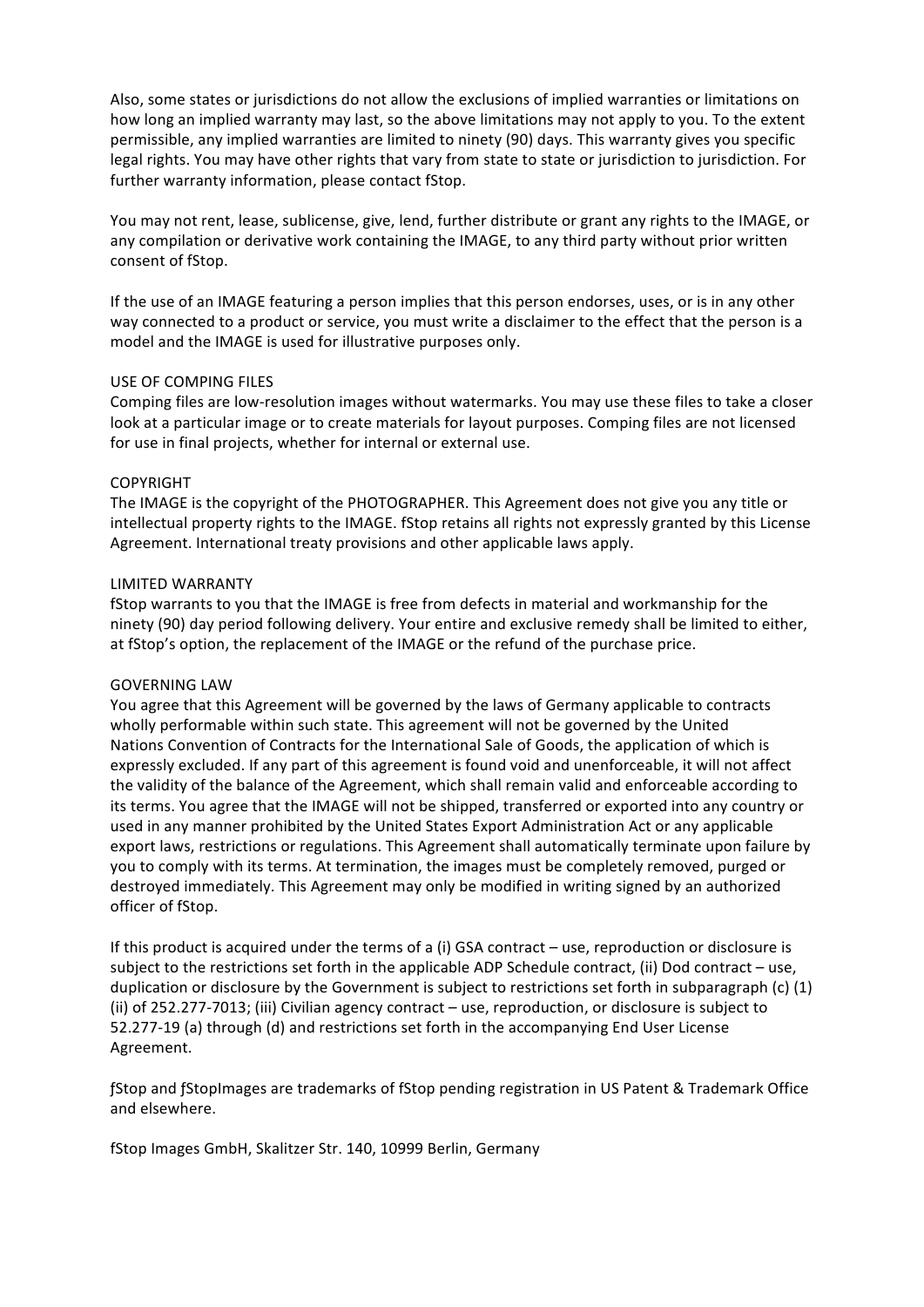Also, some states or jurisdictions do not allow the exclusions of implied warranties or limitations on how long an implied warranty may last, so the above limitations may not apply to you. To the extent permissible, any implied warranties are limited to ninety (90) days. This warranty gives you specific legal rights. You may have other rights that vary from state to state or jurisdiction to jurisdiction. For further warranty information, please contact fStop.

You may not rent, lease, sublicense, give, lend, further distribute or grant any rights to the IMAGE, or any compilation or derivative work containing the IMAGE, to any third party without prior written consent of fStop.

If the use of an IMAGE featuring a person implies that this person endorses, uses, or is in any other way connected to a product or service, you must write a disclaimer to the effect that the person is a model and the IMAGE is used for illustrative purposes only.

USE OF COMPING FILES
Comping files are low-resolution images without watermarks. You may use these files to take a closer look at a particular image or to create materials for layout purposes. Comping files are not licensed for use in final projects, whether for internal or external use.

COPYRIGHT
The IMAGE is the copyright of the PHOTOGRAPHER. This Agreement does not give you any title or intellectual property rights to the IMAGE. fStop retains all rights not expressly granted by this License Agreement. International treaty provisions and other applicable laws apply.

LIMITED WARRANTY
fStop warrants to you that the IMAGE is free from defects in material and workmanship for the ninety (90) day period following delivery. Your entire and exclusive remedy shall be limited to either, at fStop's option, the replacement of the IMAGE or the refund of the purchase price.

GOVERNING LAW
You agree that this Agreement will be governed by the laws of Germany applicable to contracts wholly performable within such state. This agreement will not be governed by the United Nations Convention of Contracts for the International Sale of Goods, the application of which is expressly excluded. If any part of this agreement is found void and unenforceable, it will not affect the validity of the balance of the Agreement, which shall remain valid and enforceable according to its terms. You agree that the IMAGE will not be shipped, transferred or exported into any country or used in any manner prohibited by the United States Export Administration Act or any applicable export laws, restrictions or regulations. This Agreement shall automatically terminate upon failure by you to comply with its terms. At termination, the images must be completely removed, purged or destroyed immediately. This Agreement may only be modified in writing signed by an authorized officer of fStop.

If this product is acquired under the terms of a (i) GSA contract – use, reproduction or disclosure is subject to the restrictions set forth in the applicable ADP Schedule contract, (ii) Dod contract – use, duplication or disclosure by the Government is subject to restrictions set forth in subparagraph (c) (1) (ii) of 252.277-7013; (iii) Civilian agency contract – use, reproduction, or disclosure is subject to 52.277-19 (a) through (d) and restrictions set forth in the accompanying End User License Agreement.

ƒStop and ƒStopImages are trademarks of fStop pending registration in US Patent & Trademark Office and elsewhere.

fStop Images GmbH, Skalitzer Str. 140, 10999 Berlin, Germany